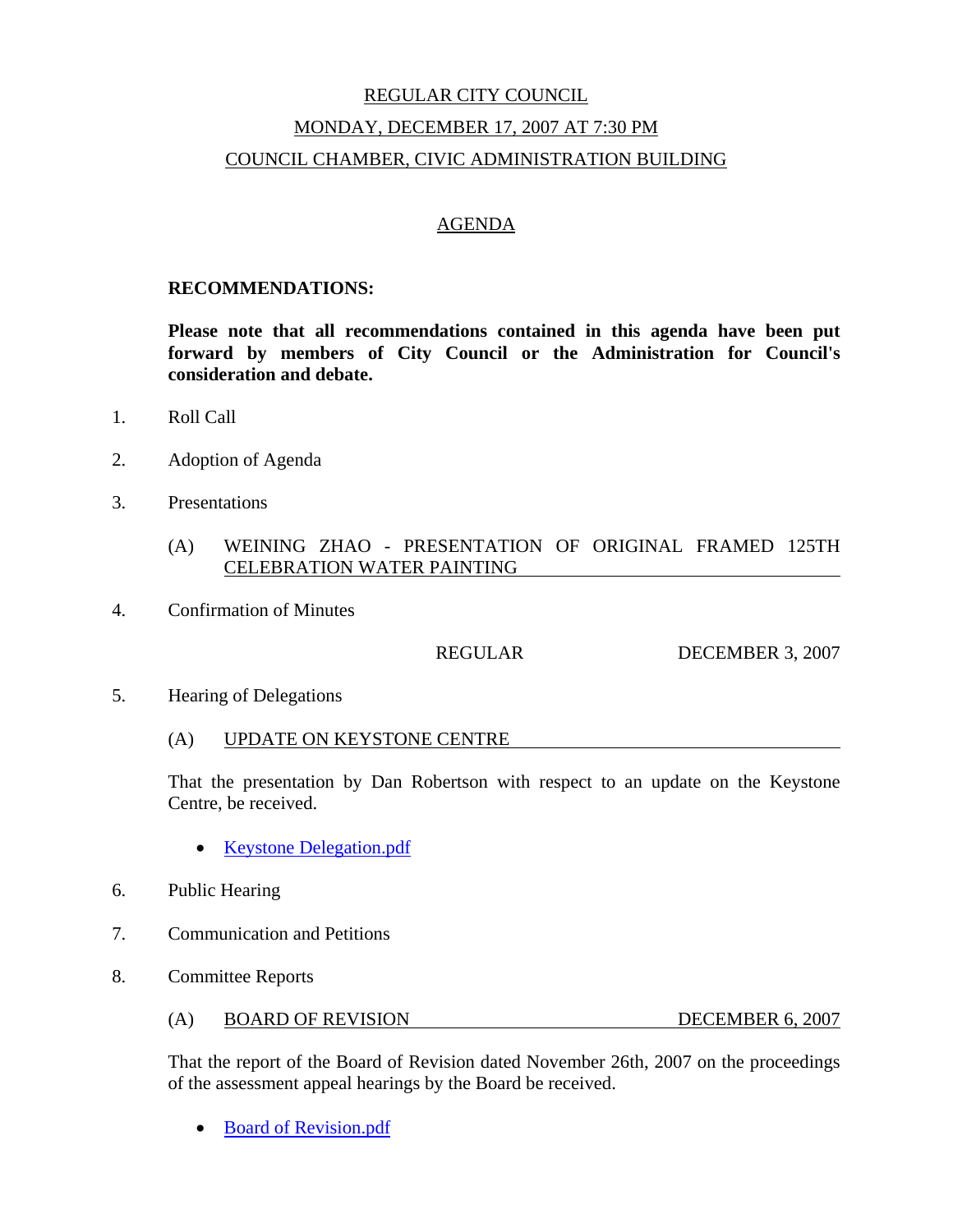# REGULAR CITY COUNCIL

## MONDAY, DECEMBER 17, 2007 AT 7:30 PM

## COUNCIL CHAMBER, CIVIC ADMINISTRATION BUILDING

## AGENDA

**RECOMMENDATIONS:**

**Please note that all recommendations contained in this agenda have been put forward by members of City Council or the Administration for Council's consideration and debate.**

1. Roll Call

2. Adoption of Agenda

3. Presentations

   (A) WEINING ZHAO - PRESENTATION OF ORIGINAL FRAMED 125TH CELEBRATION WATER PAINTING

4. Confirmation of Minutes

   REGULAR — DECEMBER 3, 2007

5. Hearing of Delegations

   (A) UPDATE ON KEYSTONE CENTRE

   That the presentation by Dan Robertson with respect to an update on the Keystone Centre, be received.

   - Keystone Delegation.pdf

6. Public Hearing

7. Communication and Petitions

8. Committee Reports

   (A) BOARD OF REVISION — DECEMBER 6, 2007

   That the report of the Board of Revision dated November 26th, 2007 on the proceedings of the assessment appeal hearings by the Board be received.

   - Board of Revision.pdf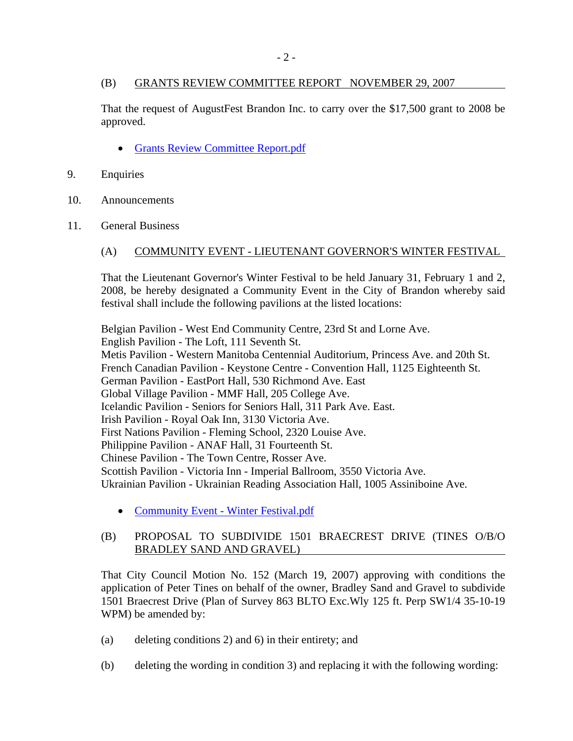(B) GRANTS REVIEW COMMITTEE REPORT NOVEMBER 29, 2007

That the request of AugustFest Brandon Inc. to carry over the $17,500 grant to 2008 be approved.

- Grants Review Committee Report.pdf

9. Enquiries

10. Announcements

11. General Business

(A) COMMUNITY EVENT - LIEUTENANT GOVERNOR'S WINTER FESTIVAL

That the Lieutenant Governor's Winter Festival to be held January 31, February 1 and 2, 2008, be hereby designated a Community Event in the City of Brandon whereby said festival shall include the following pavilions at the listed locations:

Belgian Pavilion - West End Community Centre, 23rd St and Lorne Ave.
English Pavilion - The Loft, 111 Seventh St.
Metis Pavilion - Western Manitoba Centennial Auditorium, Princess Ave. and 20th St.
French Canadian Pavilion - Keystone Centre - Convention Hall, 1125 Eighteenth St.
German Pavilion - EastPort Hall, 530 Richmond Ave. East
Global Village Pavilion - MMF Hall, 205 College Ave.
Icelandic Pavilion - Seniors for Seniors Hall, 311 Park Ave. East.
Irish Pavilion - Royal Oak Inn, 3130 Victoria Ave.
First Nations Pavilion - Fleming School, 2320 Louise Ave.
Philippine Pavilion - ANAF Hall, 31 Fourteenth St.
Chinese Pavilion - The Town Centre, Rosser Ave.
Scottish Pavilion - Victoria Inn - Imperial Ballroom, 3550 Victoria Ave.
Ukrainian Pavilion - Ukrainian Reading Association Hall, 1005 Assiniboine Ave.

- Community Event - Winter Festival.pdf

(B) PROPOSAL TO SUBDIVIDE 1501 BRAECREST DRIVE (TINES O/B/O BRADLEY SAND AND GRAVEL)

That City Council Motion No. 152 (March 19, 2007) approving with conditions the application of Peter Tines on behalf of the owner, Bradley Sand and Gravel to subdivide 1501 Braecrest Drive (Plan of Survey 863 BLTO Exc.Wly 125 ft. Perp SW1/4 35-10-19 WPM) be amended by:

(a) deleting conditions 2) and 6) in their entirety; and

(b) deleting the wording in condition 3) and replacing it with the following wording: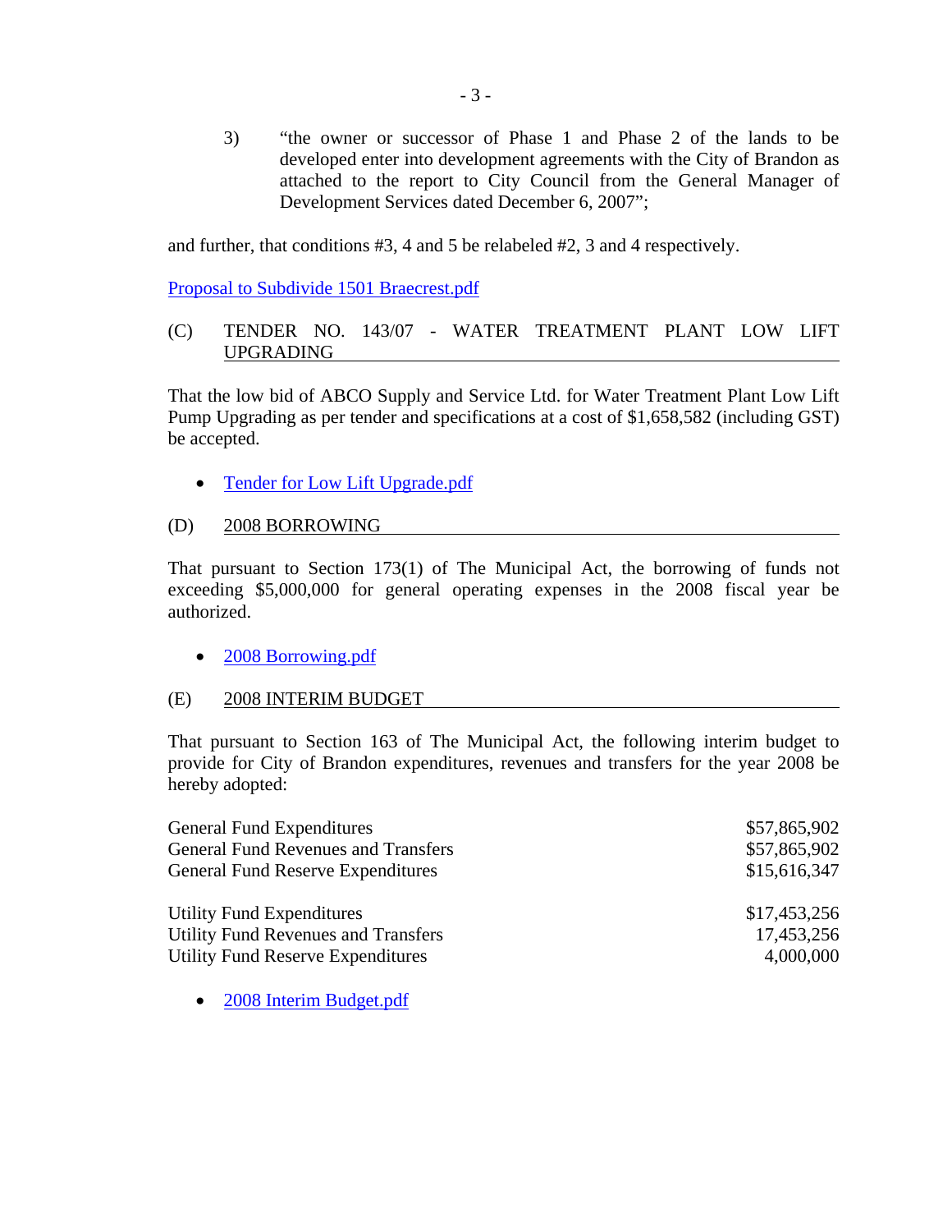3) "the owner or successor of Phase 1 and Phase 2 of the lands to be developed enter into development agreements with the City of Brandon as attached to the report to City Council from the General Manager of Development Services dated December 6, 2007";

and further, that conditions #3, 4 and 5 be relabeled #2, 3 and 4 respectively.

[Proposal to Subdivide 1501 Braecrest.pdf]

(C) TENDER NO. 143/07 - WATER TREATMENT PLANT LOW LIFT UPGRADING

That the low bid of ABCO Supply and Service Ltd. for Water Treatment Plant Low Lift Pump Upgrading as per tender and specifications at a cost of $1,658,582 (including GST) be accepted.

- Tender for Low Lift Upgrade.pdf

(D) 2008 BORROWING

That pursuant to Section 173(1) of The Municipal Act, the borrowing of funds not exceeding $5,000,000 for general operating expenses in the 2008 fiscal year be authorized.

- 2008 Borrowing.pdf

(E) 2008 INTERIM BUDGET

That pursuant to Section 163 of The Municipal Act, the following interim budget to provide for City of Brandon expenditures, revenues and transfers for the year 2008 be hereby adopted:

| | |
|---|---:|
| General Fund Expenditures | $57,865,902 |
| General Fund Revenues and Transfers | $57,865,902 |
| General Fund Reserve Expenditures | $15,616,347 |
| | |
| Utility Fund Expenditures | $17,453,256 |
| Utility Fund Revenues and Transfers | 17,453,256 |
| Utility Fund Reserve Expenditures | 4,000,000 |

- 2008 Interim Budget.pdf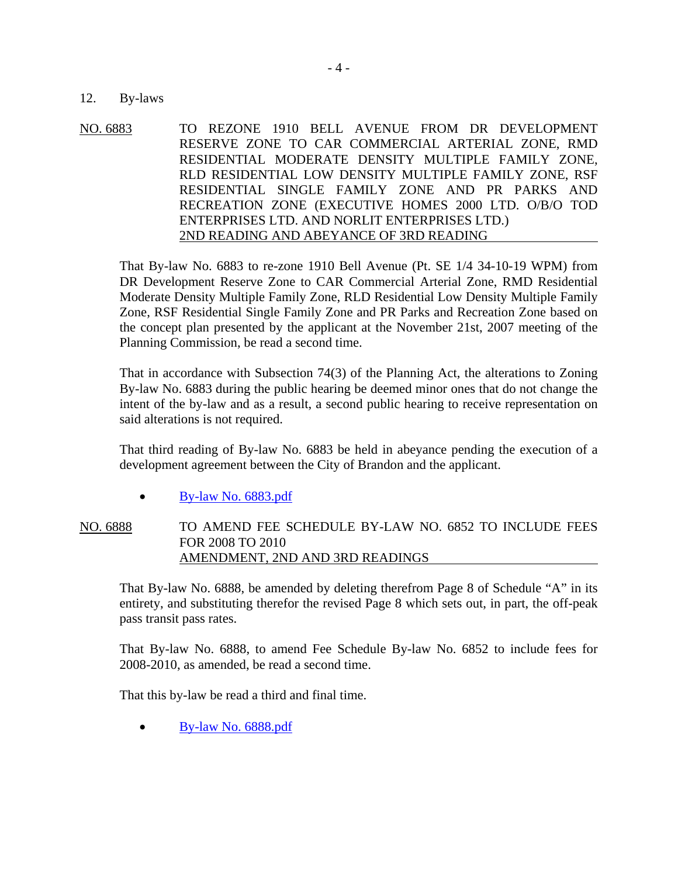12. By-laws

<u>NO. 6883</u> TO REZONE 1910 BELL AVENUE FROM DR DEVELOPMENT RESERVE ZONE TO CAR COMMERCIAL ARTERIAL ZONE, RMD RESIDENTIAL MODERATE DENSITY MULTIPLE FAMILY ZONE, RLD RESIDENTIAL LOW DENSITY MULTIPLE FAMILY ZONE, RSF RESIDENTIAL SINGLE FAMILY ZONE AND PR PARKS AND RECREATION ZONE (EXECUTIVE HOMES 2000 LTD. O/B/O TOD ENTERPRISES LTD. AND NORLIT ENTERPRISES LTD.)
<u>2ND READING AND ABEYANCE OF 3RD READING</u>

That By-law No. 6883 to re-zone 1910 Bell Avenue (Pt. SE 1/4 34-10-19 WPM) from DR Development Reserve Zone to CAR Commercial Arterial Zone, RMD Residential Moderate Density Multiple Family Zone, RLD Residential Low Density Multiple Family Zone, RSF Residential Single Family Zone and PR Parks and Recreation Zone based on the concept plan presented by the applicant at the November 21st, 2007 meeting of the Planning Commission, be read a second time.

That in accordance with Subsection 74(3) of the Planning Act, the alterations to Zoning By-law No. 6883 during the public hearing be deemed minor ones that do not change the intent of the by-law and as a result, a second public hearing to receive representation on said alterations is not required.

That third reading of By-law No. 6883 be held in abeyance pending the execution of a development agreement between the City of Brandon and the applicant.

- By-law No. 6883.pdf

<u>NO. 6888</u> TO AMEND FEE SCHEDULE BY-LAW NO. 6852 TO INCLUDE FEES FOR 2008 TO 2010
<u>AMENDMENT, 2ND AND 3RD READINGS</u>

That By-law No. 6888, be amended by deleting therefrom Page 8 of Schedule "A" in its entirety, and substituting therefor the revised Page 8 which sets out, in part, the off-peak pass transit pass rates.

That By-law No. 6888, to amend Fee Schedule By-law No. 6852 to include fees for 2008-2010, as amended, be read a second time.

That this by-law be read a third and final time.

- By-law No. 6888.pdf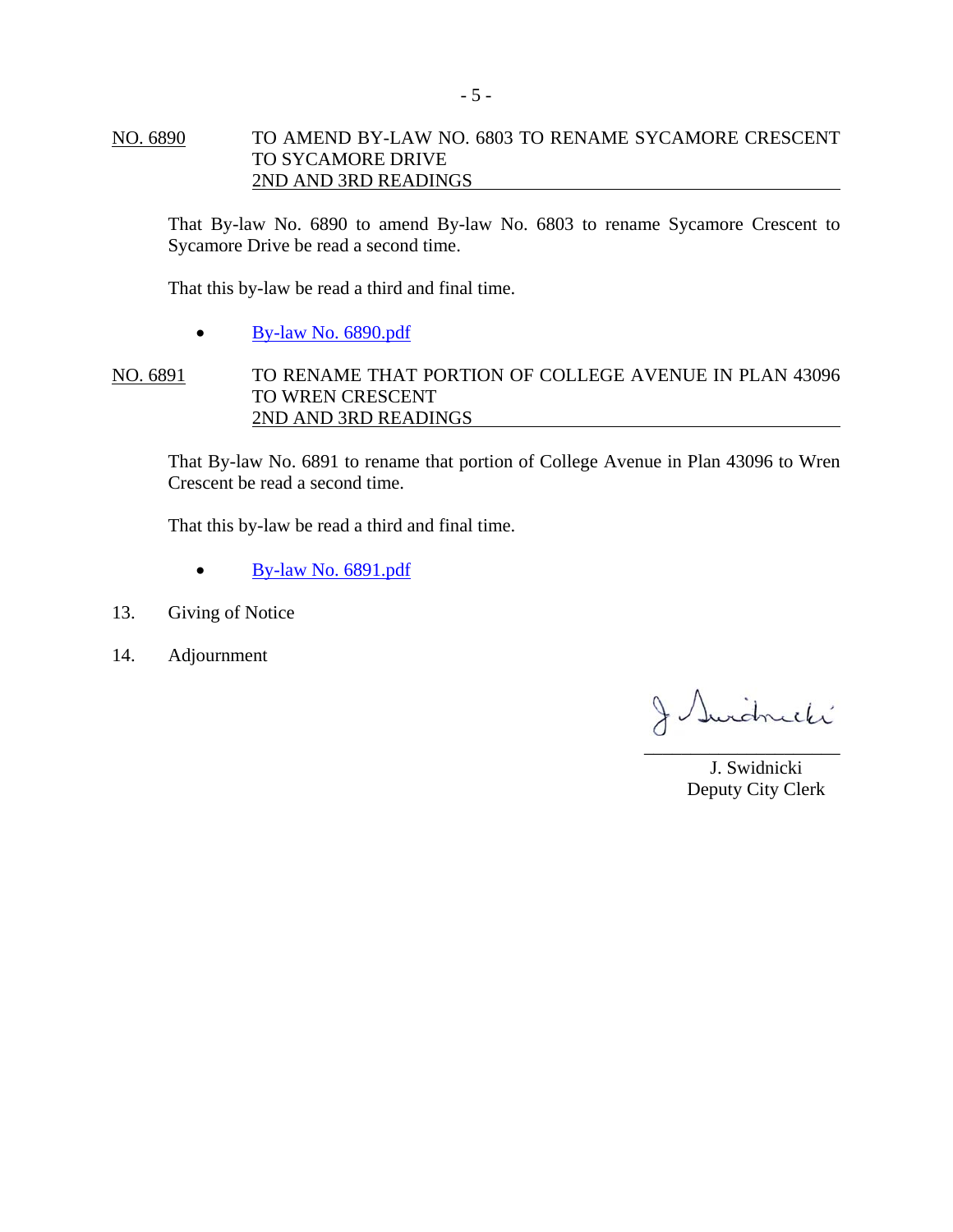NO. 6890 TO AMEND BY-LAW NO. 6803 TO RENAME SYCAMORE CRESCENT TO SYCAMORE DRIVE
2ND AND 3RD READINGS

That By-law No. 6890 to amend By-law No. 6803 to rename Sycamore Crescent to Sycamore Drive be read a second time.

That this by-law be read a third and final time.

- By-law No. 6890.pdf

NO. 6891 TO RENAME THAT PORTION OF COLLEGE AVENUE IN PLAN 43096 TO WREN CRESCENT
2ND AND 3RD READINGS

That By-law No. 6891 to rename that portion of College Avenue in Plan 43096 to Wren Crescent be read a second time.

That this by-law be read a third and final time.

- By-law No. 6891.pdf

13. Giving of Notice

14. Adjournment

J. Swidnicki
Deputy City Clerk